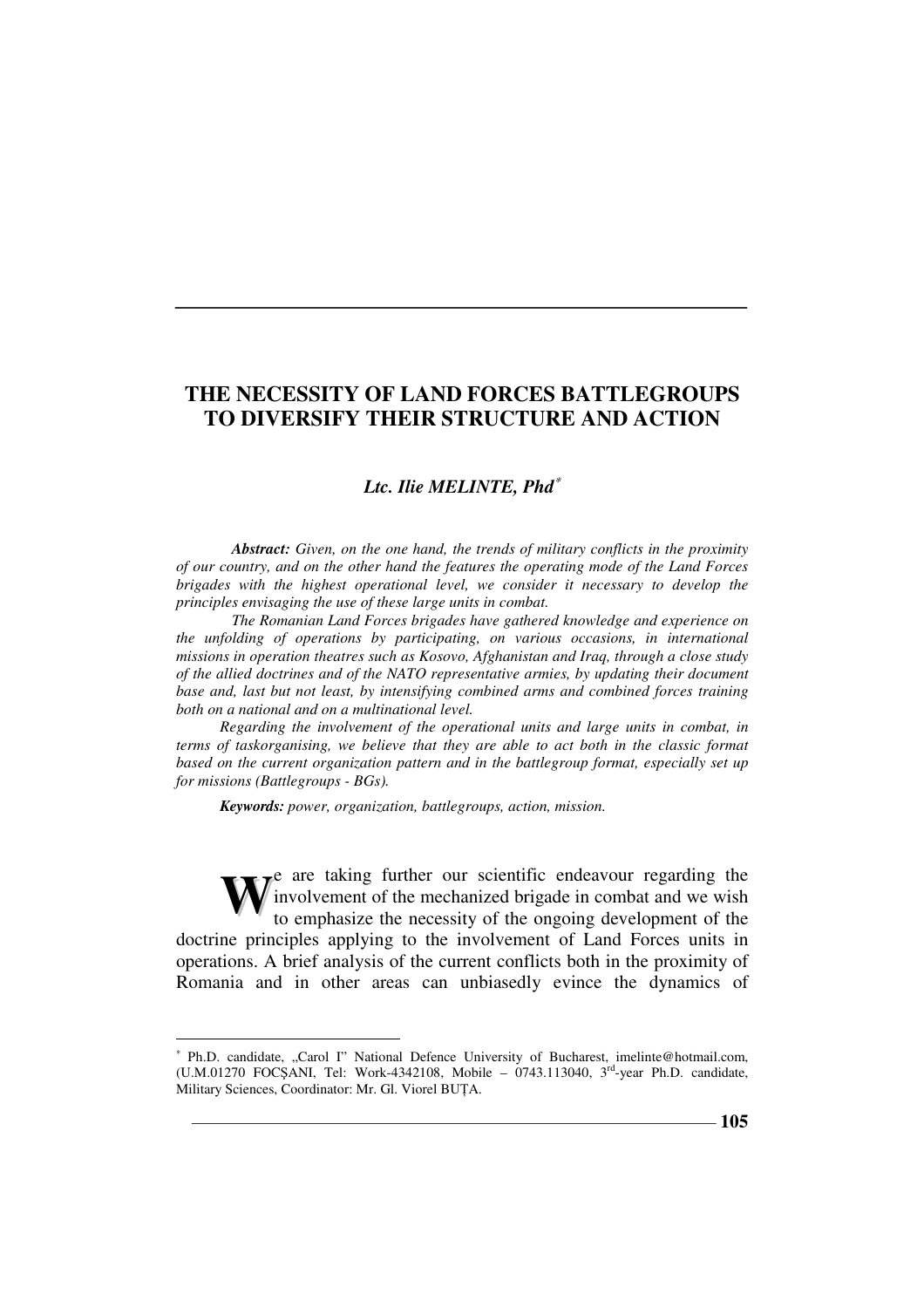# THE NECESSITY OF LAND FORCES BATTLEGROUPS TO DIVERSIFY THEIR STRUCTURE AND ACTION

***Ltc. Ilie MELINTE, Phd****

***Abstract:*** *Given, on the one hand, the trends of military conflicts in the proximity of our country, and on the other hand the features the operating mode of the Land Forces brigades with the highest operational level, we consider it necessary to develop the principles envisaging the use of these large units in combat.*

*The Romanian Land Forces brigades have gathered knowledge and experience on the unfolding of operations by participating, on various occasions, in international missions in operation theatres such as Kosovo, Afghanistan and Iraq, through a close study of the allied doctrines and of the NATO representative armies, by updating their document base and, last but not least, by intensifying combined arms and combined forces training both on a national and on a multinational level.*

*Regarding the involvement of the operational units and large units in combat, in terms of taskorganising, we believe that they are able to act both in the classic format based on the current organization pattern and in the battlegroup format, especially set up for missions (Battlegroups - BGs).*

***Keywords:*** *power, organization, battlegroups, action, mission.*

We are taking further our scientific endeavour regarding the involvement of the mechanized brigade in combat and we wish to emphasize the necessity of the ongoing development of the doctrine principles applying to the involvement of Land Forces units in operations. A brief analysis of the current conflicts both in the proximity of Romania and in other areas can unbiasedly evince the dynamics of

---

* Ph.D. candidate, „Carol I" National Defence University of Bucharest, imelinte@hotmail.com, (U.M.01270 FOCŞANI, Tel: Work-4342108, Mobile – 0743.113040, 3rd-year Ph.D. candidate, Military Sciences, Coordinator: Mr. Gl. Viorel BUŢA.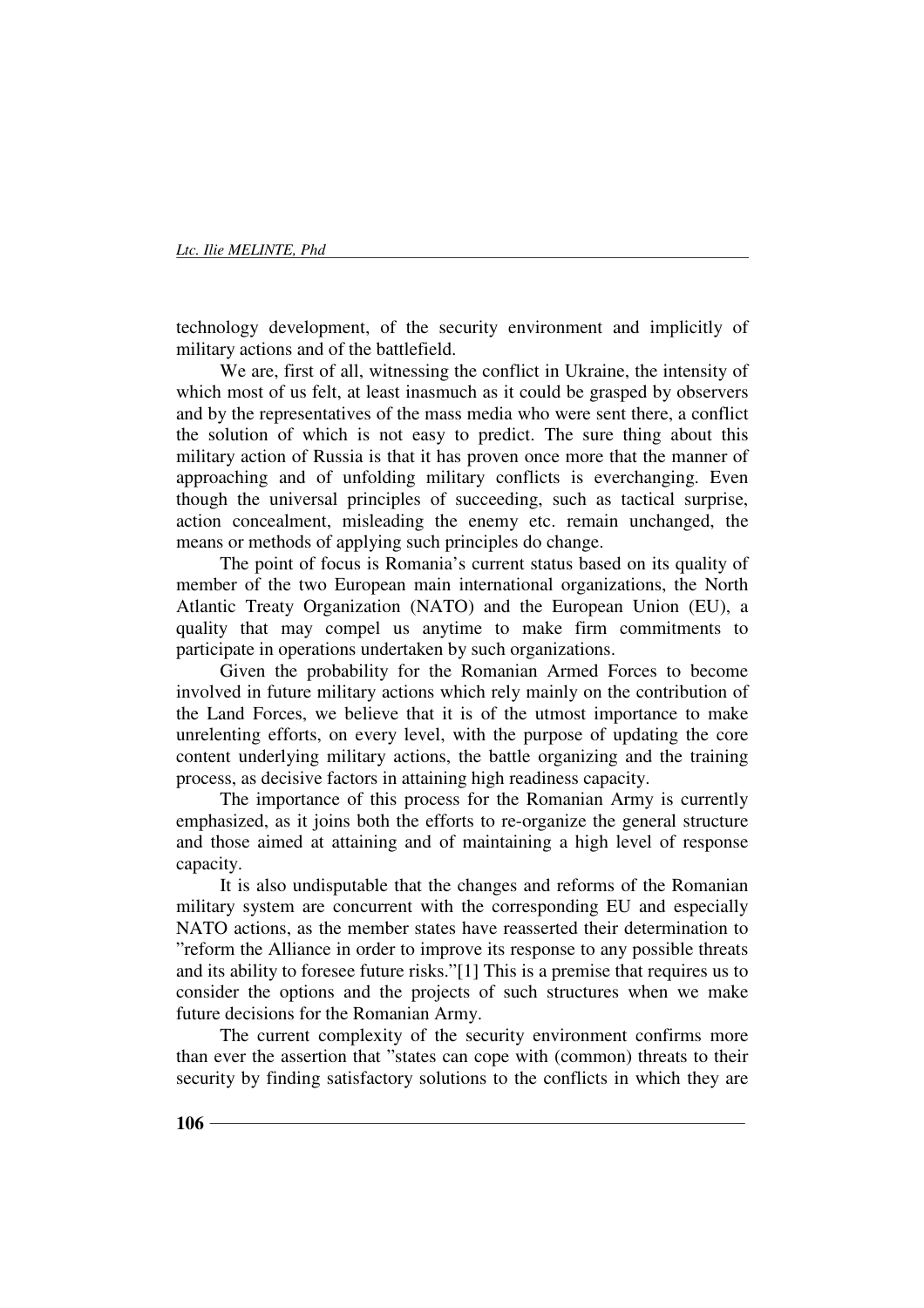technology development, of the security environment and implicitly of military actions and of the battlefield.

We are, first of all, witnessing the conflict in Ukraine, the intensity of which most of us felt, at least inasmuch as it could be grasped by observers and by the representatives of the mass media who were sent there, a conflict the solution of which is not easy to predict. The sure thing about this military action of Russia is that it has proven once more that the manner of approaching and of unfolding military conflicts is everchanging. Even though the universal principles of succeeding, such as tactical surprise, action concealment, misleading the enemy etc. remain unchanged, the means or methods of applying such principles do change.

The point of focus is Romania's current status based on its quality of member of the two European main international organizations, the North Atlantic Treaty Organization (NATO) and the European Union (EU), a quality that may compel us anytime to make firm commitments to participate in operations undertaken by such organizations.

Given the probability for the Romanian Armed Forces to become involved in future military actions which rely mainly on the contribution of the Land Forces, we believe that it is of the utmost importance to make unrelenting efforts, on every level, with the purpose of updating the core content underlying military actions, the battle organizing and the training process, as decisive factors in attaining high readiness capacity.

The importance of this process for the Romanian Army is currently emphasized, as it joins both the efforts to re-organize the general structure and those aimed at attaining and of maintaining a high level of response capacity.

It is also undisputable that the changes and reforms of the Romanian military system are concurrent with the corresponding EU and especially NATO actions, as the member states have reasserted their determination to "reform the Alliance in order to improve its response to any possible threats and its ability to foresee future risks."[1] This is a premise that requires us to consider the options and the projects of such structures when we make future decisions for the Romanian Army.

The current complexity of the security environment confirms more than ever the assertion that "states can cope with (common) threats to their security by finding satisfactory solutions to the conflicts in which they are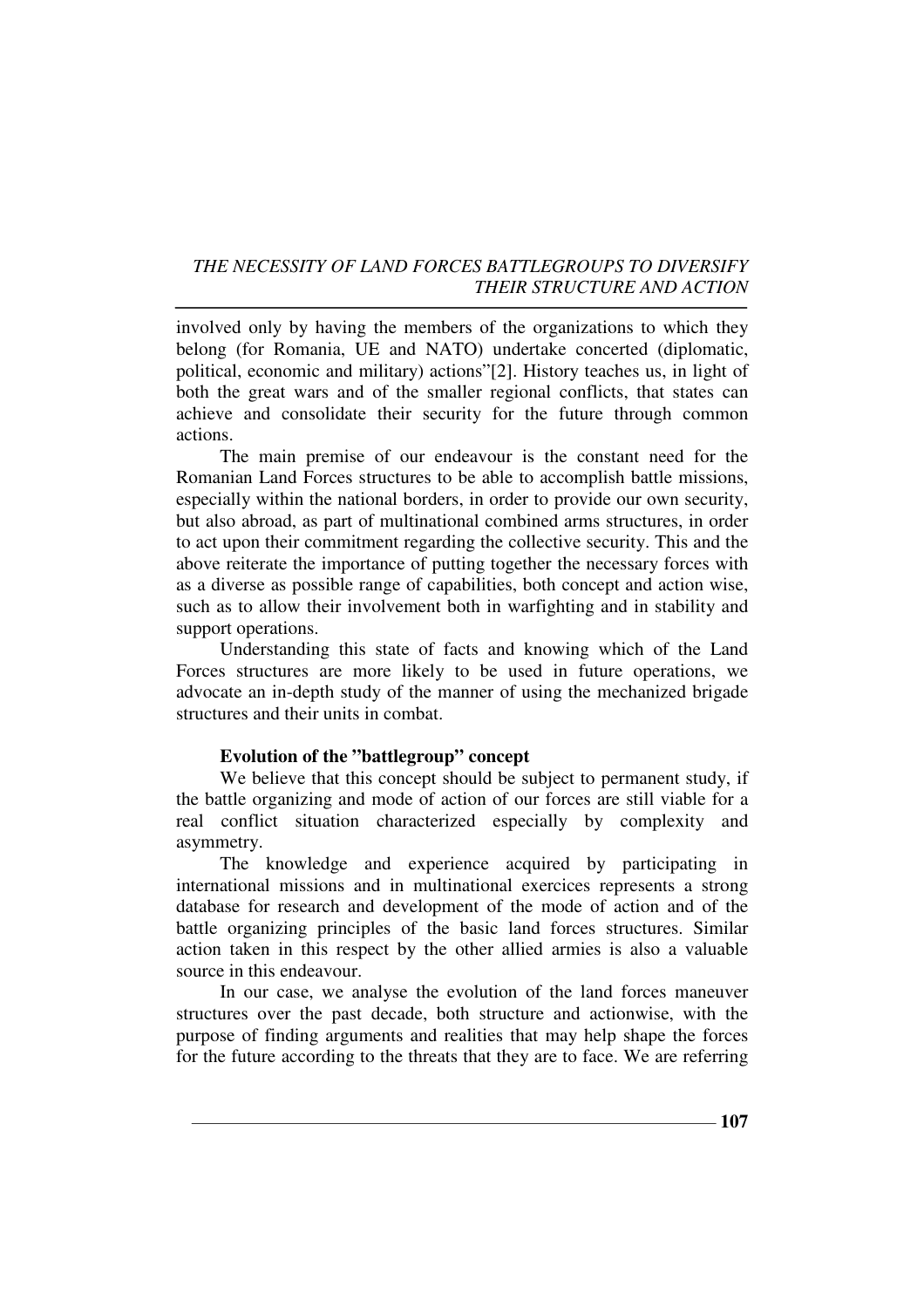involved only by having the members of the organizations to which they belong (for Romania, UE and NATO) undertake concerted (diplomatic, political, economic and military) actions"[2]. History teaches us, in light of both the great wars and of the smaller regional conflicts, that states can achieve and consolidate their security for the future through common actions.

The main premise of our endeavour is the constant need for the Romanian Land Forces structures to be able to accomplish battle missions, especially within the national borders, in order to provide our own security, but also abroad, as part of multinational combined arms structures, in order to act upon their commitment regarding the collective security. This and the above reiterate the importance of putting together the necessary forces with as a diverse as possible range of capabilities, both concept and action wise, such as to allow their involvement both in warfighting and in stability and support operations.

Understanding this state of facts and knowing which of the Land Forces structures are more likely to be used in future operations, we advocate an in-depth study of the manner of using the mechanized brigade structures and their units in combat.

**Evolution of the "battlegroup" concept**

We believe that this concept should be subject to permanent study, if the battle organizing and mode of action of our forces are still viable for a real conflict situation characterized especially by complexity and asymmetry.

The knowledge and experience acquired by participating in international missions and in multinational exercices represents a strong database for research and development of the mode of action and of the battle organizing principles of the basic land forces structures. Similar action taken in this respect by the other allied armies is also a valuable source in this endeavour.

In our case, we analyse the evolution of the land forces maneuver structures over the past decade, both structure and actionwise, with the purpose of finding arguments and realities that may help shape the forces for the future according to the threats that they are to face. We are referring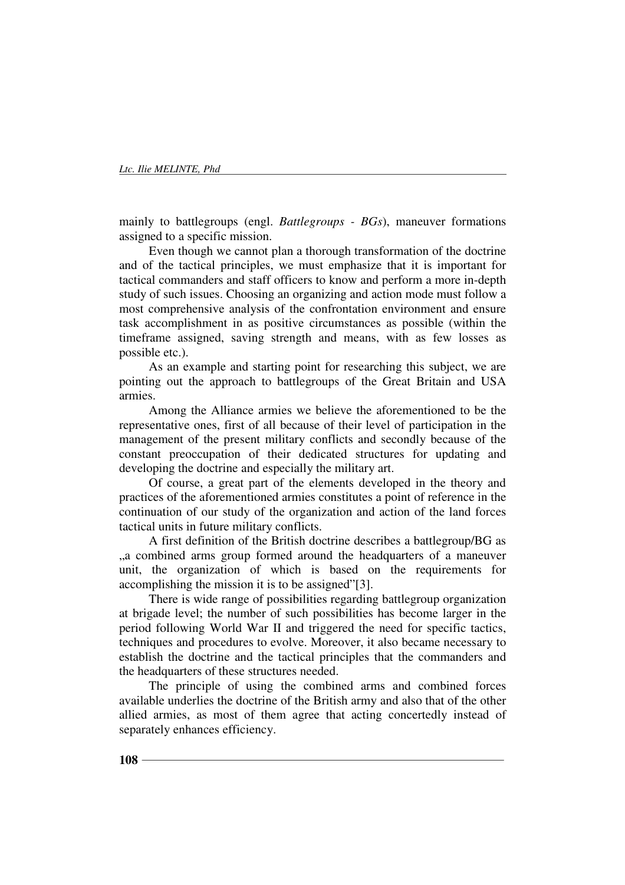mainly to battlegroups (engl. *Battlegroups - BGs*), maneuver formations assigned to a specific mission.

Even though we cannot plan a thorough transformation of the doctrine and of the tactical principles, we must emphasize that it is important for tactical commanders and staff officers to know and perform a more in-depth study of such issues. Choosing an organizing and action mode must follow a most comprehensive analysis of the confrontation environment and ensure task accomplishment in as positive circumstances as possible (within the timeframe assigned, saving strength and means, with as few losses as possible etc.).

As an example and starting point for researching this subject, we are pointing out the approach to battlegroups of the Great Britain and USA armies.

Among the Alliance armies we believe the aforementioned to be the representative ones, first of all because of their level of participation in the management of the present military conflicts and secondly because of the constant preoccupation of their dedicated structures for updating and developing the doctrine and especially the military art.

Of course, a great part of the elements developed in the theory and practices of the aforementioned armies constitutes a point of reference in the continuation of our study of the organization and action of the land forces tactical units in future military conflicts.

A first definition of the British doctrine describes a battlegroup/BG as „a combined arms group formed around the headquarters of a maneuver unit, the organization of which is based on the requirements for accomplishing the mission it is to be assigned"[3].

There is wide range of possibilities regarding battlegroup organization at brigade level; the number of such possibilities has become larger in the period following World War II and triggered the need for specific tactics, techniques and procedures to evolve. Moreover, it also became necessary to establish the doctrine and the tactical principles that the commanders and the headquarters of these structures needed.

The principle of using the combined arms and combined forces available underlies the doctrine of the British army and also that of the other allied armies, as most of them agree that acting concertedly instead of separately enhances efficiency.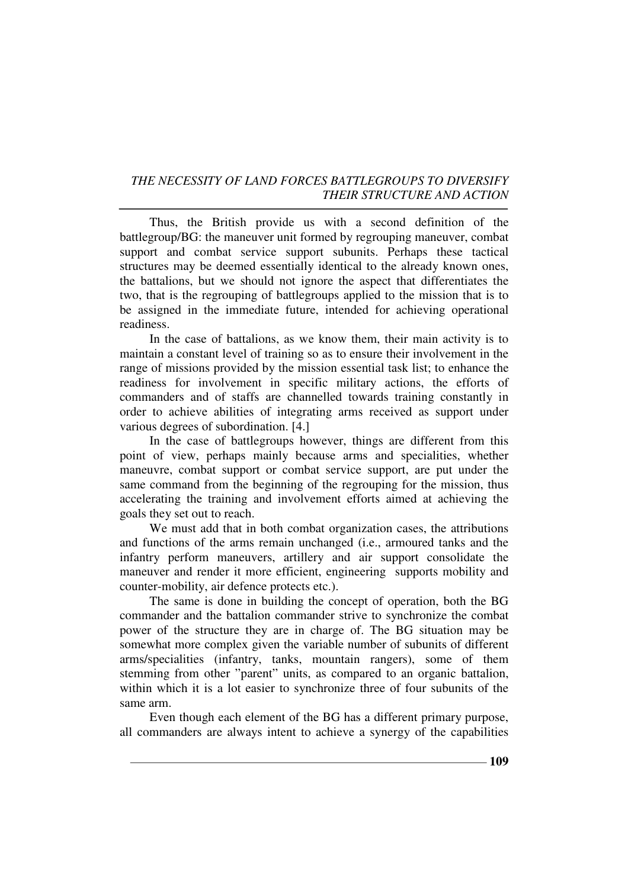Thus, the British provide us with a second definition of the battlegroup/BG: the maneuver unit formed by regrouping maneuver, combat support and combat service support subunits. Perhaps these tactical structures may be deemed essentially identical to the already known ones, the battalions, but we should not ignore the aspect that differentiates the two, that is the regrouping of battlegroups applied to the mission that is to be assigned in the immediate future, intended for achieving operational readiness.

In the case of battalions, as we know them, their main activity is to maintain a constant level of training so as to ensure their involvement in the range of missions provided by the mission essential task list; to enhance the readiness for involvement in specific military actions, the efforts of commanders and of staffs are channelled towards training constantly in order to achieve abilities of integrating arms received as support under various degrees of subordination. [4.]

In the case of battlegroups however, things are different from this point of view, perhaps mainly because arms and specialities, whether maneuvre, combat support or combat service support, are put under the same command from the beginning of the regrouping for the mission, thus accelerating the training and involvement efforts aimed at achieving the goals they set out to reach.

We must add that in both combat organization cases, the attributions and functions of the arms remain unchanged (i.e., armoured tanks and the infantry perform maneuvers, artillery and air support consolidate the maneuver and render it more efficient, engineering supports mobility and counter-mobility, air defence protects etc.).

The same is done in building the concept of operation, both the BG commander and the battalion commander strive to synchronize the combat power of the structure they are in charge of. The BG situation may be somewhat more complex given the variable number of subunits of different arms/specialities (infantry, tanks, mountain rangers), some of them stemming from other "parent" units, as compared to an organic battalion, within which it is a lot easier to synchronize three of four subunits of the same arm.

Even though each element of the BG has a different primary purpose, all commanders are always intent to achieve a synergy of the capabilities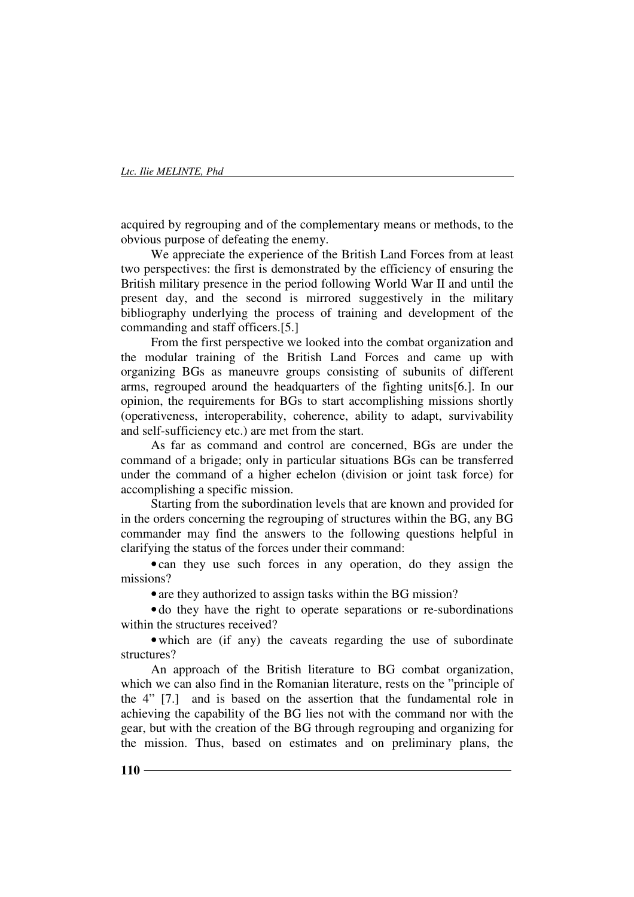acquired by regrouping and of the complementary means or methods, to the obvious purpose of defeating the enemy.

We appreciate the experience of the British Land Forces from at least two perspectives: the first is demonstrated by the efficiency of ensuring the British military presence in the period following World War II and until the present day, and the second is mirrored suggestively in the military bibliography underlying the process of training and development of the commanding and staff officers.[5.]

From the first perspective we looked into the combat organization and the modular training of the British Land Forces and came up with organizing BGs as maneuvre groups consisting of subunits of different arms, regrouped around the headquarters of the fighting units[6.]. In our opinion, the requirements for BGs to start accomplishing missions shortly (operativeness, interoperability, coherence, ability to adapt, survivability and self-sufficiency etc.) are met from the start.

As far as command and control are concerned, BGs are under the command of a brigade; only in particular situations BGs can be transferred under the command of a higher echelon (division or joint task force) for accomplishing a specific mission.

Starting from the subordination levels that are known and provided for in the orders concerning the regrouping of structures within the BG, any BG commander may find the answers to the following questions helpful in clarifying the status of the forces under their command:

- can they use such forces in any operation, do they assign the missions?
- are they authorized to assign tasks within the BG mission?
- do they have the right to operate separations or re-subordinations within the structures received?
- which are (if any) the caveats regarding the use of subordinate structures?

An approach of the British literature to BG combat organization, which we can also find in the Romanian literature, rests on the "principle of the 4" [7.] and is based on the assertion that the fundamental role in achieving the capability of the BG lies not with the command nor with the gear, but with the creation of the BG through regrouping and organizing for the mission. Thus, based on estimates and on preliminary plans, the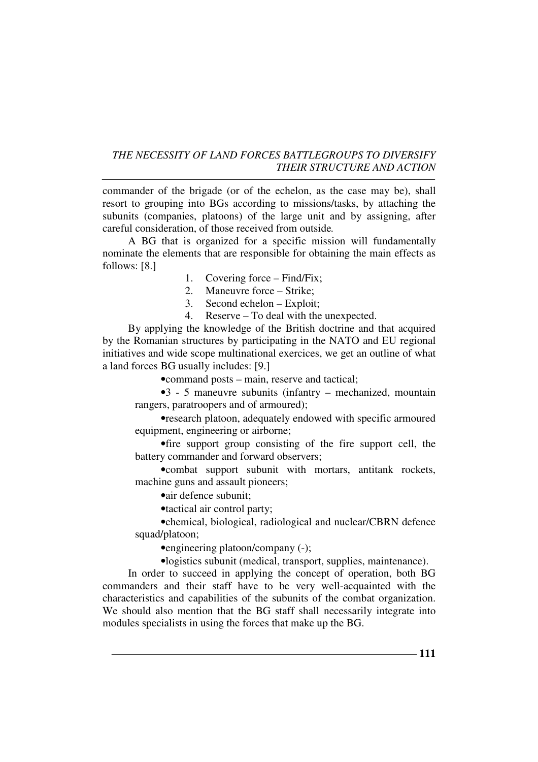commander of the brigade (or of the echelon, as the case may be), shall resort to grouping into BGs according to missions/tasks, by attaching the subunits (companies, platoons) of the large unit and by assigning, after careful consideration, of those received from outside.

A BG that is organized for a specific mission will fundamentally nominate the elements that are responsible for obtaining the main effects as follows: [8.]

1. Covering force – Find/Fix;
2. Maneuvre force – Strike;
3. Second echelon – Exploit;
4. Reserve – To deal with the unexpected.

By applying the knowledge of the British doctrine and that acquired by the Romanian structures by participating in the NATO and EU regional initiatives and wide scope multinational exercices, we get an outline of what a land forces BG usually includes: [9.]

- command posts – main, reserve and tactical;
- 3 - 5 maneuvre subunits (infantry – mechanized, mountain rangers, paratroopers and of armoured);
- research platoon, adequately endowed with specific armoured equipment, engineering or airborne;
- fire support group consisting of the fire support cell, the battery commander and forward observers;
- combat support subunit with mortars, antitank rockets, machine guns and assault pioneers;
- air defence subunit;
- tactical air control party;
- chemical, biological, radiological and nuclear/CBRN defence squad/platoon;
- engineering platoon/company (-);
- logistics subunit (medical, transport, supplies, maintenance).

In order to succeed in applying the concept of operation, both BG commanders and their staff have to be very well-acquainted with the characteristics and capabilities of the subunits of the combat organization. We should also mention that the BG staff shall necessarily integrate into modules specialists in using the forces that make up the BG.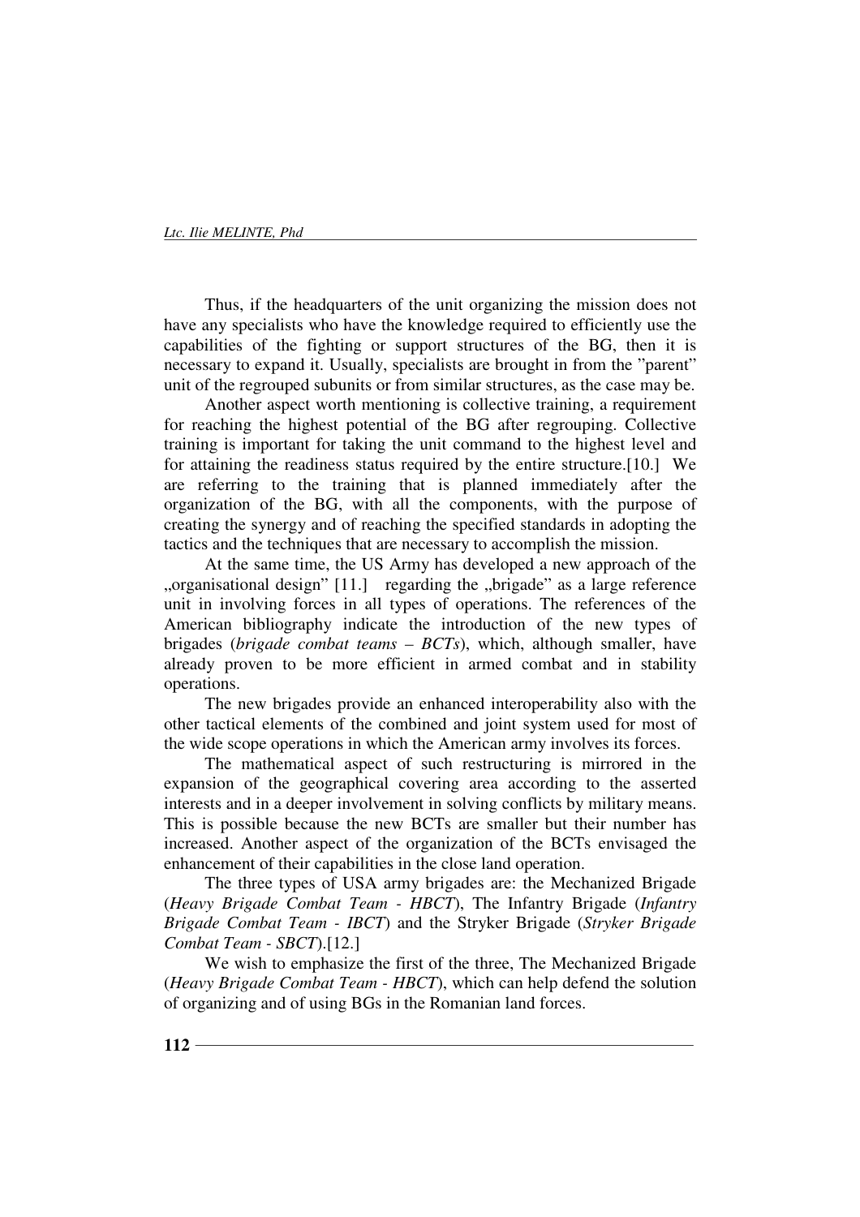Thus, if the headquarters of the unit organizing the mission does not have any specialists who have the knowledge required to efficiently use the capabilities of the fighting or support structures of the BG, then it is necessary to expand it. Usually, specialists are brought in from the ”parent” unit of the regrouped subunits or from similar structures, as the case may be.

Another aspect worth mentioning is collective training, a requirement for reaching the highest potential of the BG after regrouping. Collective training is important for taking the unit command to the highest level and for attaining the readiness status required by the entire structure.[10.] We are referring to the training that is planned immediately after the organization of the BG, with all the components, with the purpose of creating the synergy and of reaching the specified standards in adopting the tactics and the techniques that are necessary to accomplish the mission.

At the same time, the US Army has developed a new approach of the „organisational design” [11.] regarding the „brigade” as a large reference unit in involving forces in all types of operations. The references of the American bibliography indicate the introduction of the new types of brigades (*brigade combat teams – BCTs*), which, although smaller, have already proven to be more efficient in armed combat and in stability operations.

The new brigades provide an enhanced interoperability also with the other tactical elements of the combined and joint system used for most of the wide scope operations in which the American army involves its forces.

The mathematical aspect of such restructuring is mirrored in the expansion of the geographical covering area according to the asserted interests and in a deeper involvement in solving conflicts by military means. This is possible because the new BCTs are smaller but their number has increased. Another aspect of the organization of the BCTs envisaged the enhancement of their capabilities in the close land operation.

The three types of USA army brigades are: the Mechanized Brigade (*Heavy Brigade Combat Team - HBCT*), The Infantry Brigade (*Infantry Brigade Combat Team - IBCT*) and the Stryker Brigade (*Stryker Brigade Combat Team - SBCT*).[12.]

We wish to emphasize the first of the three, The Mechanized Brigade (*Heavy Brigade Combat Team - HBCT*), which can help defend the solution of organizing and of using BGs in the Romanian land forces.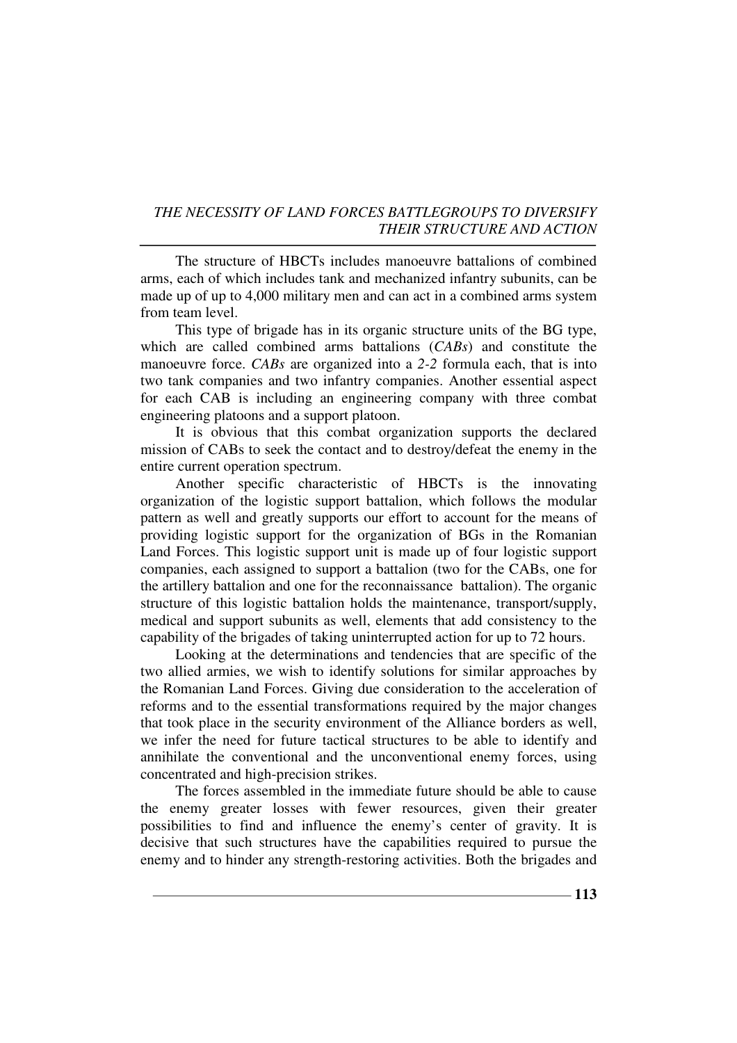The structure of HBCTs includes manoeuvre battalions of combined arms, each of which includes tank and mechanized infantry subunits, can be made up of up to 4,000 military men and can act in a combined arms system from team level.

This type of brigade has in its organic structure units of the BG type, which are called combined arms battalions (*CABs*) and constitute the manoeuvre force. *CABs* are organized into a *2-2* formula each, that is into two tank companies and two infantry companies. Another essential aspect for each CAB is including an engineering company with three combat engineering platoons and a support platoon.

It is obvious that this combat organization supports the declared mission of CABs to seek the contact and to destroy/defeat the enemy in the entire current operation spectrum.

Another specific characteristic of HBCTs is the innovating organization of the logistic support battalion, which follows the modular pattern as well and greatly supports our effort to account for the means of providing logistic support for the organization of BGs in the Romanian Land Forces. This logistic support unit is made up of four logistic support companies, each assigned to support a battalion (two for the CABs, one for the artillery battalion and one for the reconnaissance battalion). The organic structure of this logistic battalion holds the maintenance, transport/supply, medical and support subunits as well, elements that add consistency to the capability of the brigades of taking uninterrupted action for up to 72 hours.

Looking at the determinations and tendencies that are specific of the two allied armies, we wish to identify solutions for similar approaches by the Romanian Land Forces. Giving due consideration to the acceleration of reforms and to the essential transformations required by the major changes that took place in the security environment of the Alliance borders as well, we infer the need for future tactical structures to be able to identify and annihilate the conventional and the unconventional enemy forces, using concentrated and high-precision strikes.

The forces assembled in the immediate future should be able to cause the enemy greater losses with fewer resources, given their greater possibilities to find and influence the enemy's center of gravity. It is decisive that such structures have the capabilities required to pursue the enemy and to hinder any strength-restoring activities. Both the brigades and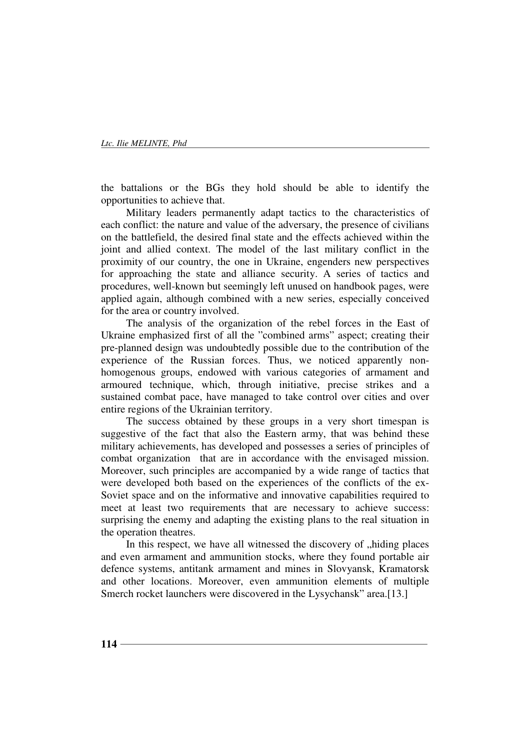the battalions or the BGs they hold should be able to identify the opportunities to achieve that.

Military leaders permanently adapt tactics to the characteristics of each conflict: the nature and value of the adversary, the presence of civilians on the battlefield, the desired final state and the effects achieved within the joint and allied context. The model of the last military conflict in the proximity of our country, the one in Ukraine, engenders new perspectives for approaching the state and alliance security. A series of tactics and procedures, well-known but seemingly left unused on handbook pages, were applied again, although combined with a new series, especially conceived for the area or country involved.

The analysis of the organization of the rebel forces in the East of Ukraine emphasized first of all the "combined arms" aspect; creating their pre-planned design was undoubtedly possible due to the contribution of the experience of the Russian forces. Thus, we noticed apparently non-homogenous groups, endowed with various categories of armament and armoured technique, which, through initiative, precise strikes and a sustained combat pace, have managed to take control over cities and over entire regions of the Ukrainian territory.

The success obtained by these groups in a very short timespan is suggestive of the fact that also the Eastern army, that was behind these military achievements, has developed and possesses a series of principles of combat organization that are in accordance with the envisaged mission. Moreover, such principles are accompanied by a wide range of tactics that were developed both based on the experiences of the conflicts of the ex-Soviet space and on the informative and innovative capabilities required to meet at least two requirements that are necessary to achieve success: surprising the enemy and adapting the existing plans to the real situation in the operation theatres.

In this respect, we have all witnessed the discovery of „hiding places and even armament and ammunition stocks, where they found portable air defence systems, antitank armament and mines in Slovyansk, Kramatorsk and other locations. Moreover, even ammunition elements of multiple Smerch rocket launchers were discovered in the Lysychansk" area.[13.]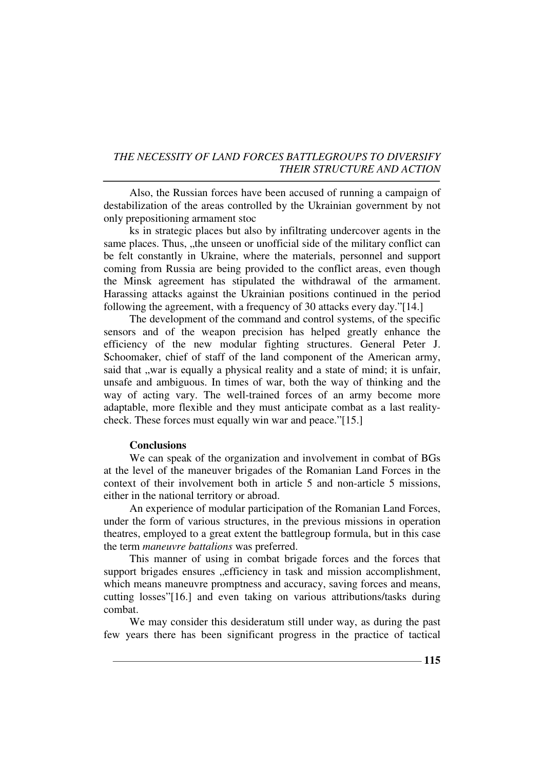Also, the Russian forces have been accused of running a campaign of destabilization of the areas controlled by the Ukrainian government by not only prepositioning armament stoc

ks in strategic places but also by infiltrating undercover agents in the same places. Thus, „the unseen or unofficial side of the military conflict can be felt constantly in Ukraine, where the materials, personnel and support coming from Russia are being provided to the conflict areas, even though the Minsk agreement has stipulated the withdrawal of the armament. Harassing attacks against the Ukrainian positions continued in the period following the agreement, with a frequency of 30 attacks every day."[14.]

The development of the command and control systems, of the specific sensors and of the weapon precision has helped greatly enhance the efficiency of the new modular fighting structures. General Peter J. Schoomaker, chief of staff of the land component of the American army, said that „war is equally a physical reality and a state of mind; it is unfair, unsafe and ambiguous. In times of war, both the way of thinking and the way of acting vary. The well-trained forces of an army become more adaptable, more flexible and they must anticipate combat as a last reality-check. These forces must equally win war and peace."[15.]

**Conclusions**

We can speak of the organization and involvement in combat of BGs at the level of the maneuver brigades of the Romanian Land Forces in the context of their involvement both in article 5 and non-article 5 missions, either in the national territory or abroad.

An experience of modular participation of the Romanian Land Forces, under the form of various structures, in the previous missions in operation theatres, employed to a great extent the battlegroup formula, but in this case the term *maneuvre battalions* was preferred.

This manner of using in combat brigade forces and the forces that support brigades ensures „efficiency in task and mission accomplishment, which means maneuvre promptness and accuracy, saving forces and means, cutting losses"[16.] and even taking on various attributions/tasks during combat.

We may consider this desideratum still under way, as during the past few years there has been significant progress in the practice of tactical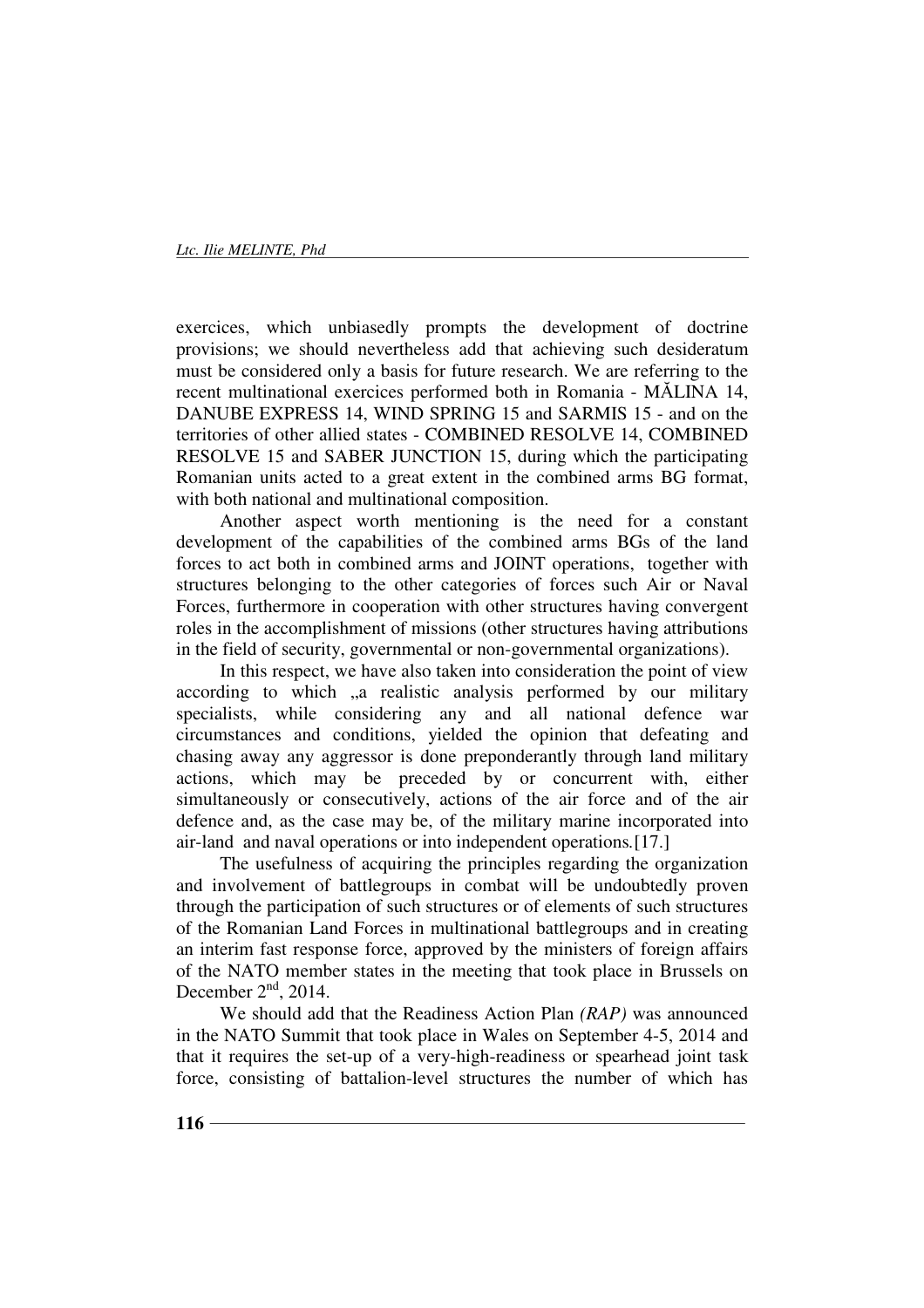exercices, which unbiasedly prompts the development of doctrine provisions; we should nevertheless add that achieving such desideratum must be considered only a basis for future research. We are referring to the recent multinational exercices performed both in Romania - MĂLINA 14, DANUBE EXPRESS 14, WIND SPRING 15 and SARMIS 15 - and on the territories of other allied states - COMBINED RESOLVE 14, COMBINED RESOLVE 15 and SABER JUNCTION 15, during which the participating Romanian units acted to a great extent in the combined arms BG format, with both national and multinational composition.

Another aspect worth mentioning is the need for a constant development of the capabilities of the combined arms BGs of the land forces to act both in combined arms and JOINT operations, together with structures belonging to the other categories of forces such Air or Naval Forces, furthermore in cooperation with other structures having convergent roles in the accomplishment of missions (other structures having attributions in the field of security, governmental or non-governmental organizations).

In this respect, we have also taken into consideration the point of view according to which „a realistic analysis performed by our military specialists, while considering any and all national defence war circumstances and conditions, yielded the opinion that defeating and chasing away any aggressor is done preponderantly through land military actions, which may be preceded by or concurrent with, either simultaneously or consecutively, actions of the air force and of the air defence and, as the case may be, of the military marine incorporated into air-land and naval operations or into independent operations.[17.]

The usefulness of acquiring the principles regarding the organization and involvement of battlegroups in combat will be undoubtedly proven through the participation of such structures or of elements of such structures of the Romanian Land Forces in multinational battlegroups and in creating an interim fast response force, approved by the ministers of foreign affairs of the NATO member states in the meeting that took place in Brussels on December 2nd, 2014.

We should add that the Readiness Action Plan *(RAP)* was announced in the NATO Summit that took place in Wales on September 4-5, 2014 and that it requires the set-up of a very-high-readiness or spearhead joint task force, consisting of battalion-level structures the number of which has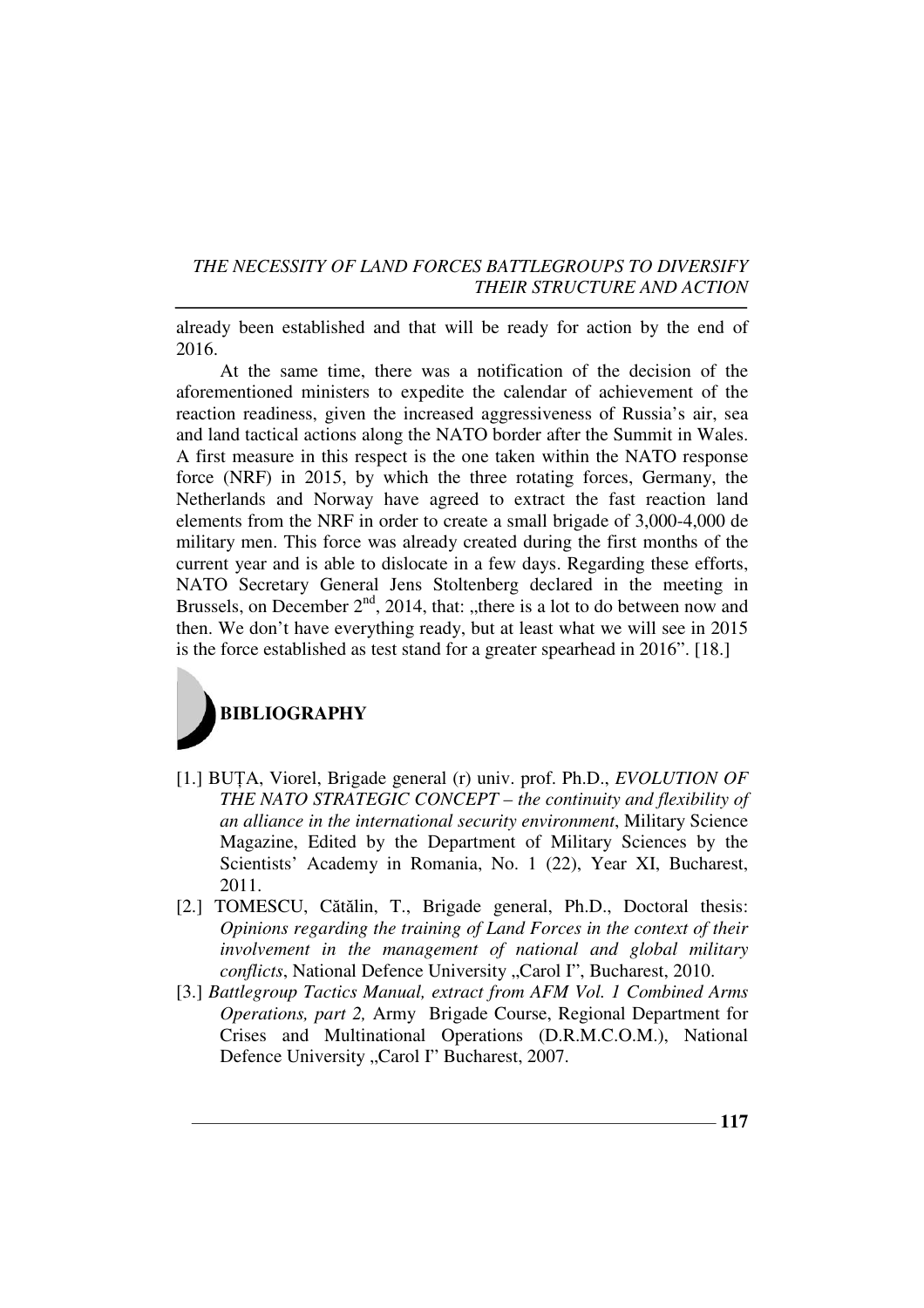already been established and that will be ready for action by the end of 2016.

At the same time, there was a notification of the decision of the aforementioned ministers to expedite the calendar of achievement of the reaction readiness, given the increased aggressiveness of Russia's air, sea and land tactical actions along the NATO border after the Summit in Wales. A first measure in this respect is the one taken within the NATO response force (NRF) in 2015, by which the three rotating forces, Germany, the Netherlands and Norway have agreed to extract the fast reaction land elements from the NRF in order to create a small brigade of 3,000-4,000 de military men. This force was already created during the first months of the current year and is able to dislocate in a few days. Regarding these efforts, NATO Secretary General Jens Stoltenberg declared in the meeting in Brussels, on December 2nd, 2014, that: „there is a lot to do between now and then. We don't have everything ready, but at least what we will see in 2015 is the force established as test stand for a greater spearhead in 2016". [18.]

## BIBLIOGRAPHY

[1.] BUȚA, Viorel, Brigade general (r) univ. prof. Ph.D., *EVOLUTION OF THE NATO STRATEGIC CONCEPT – the continuity and flexibility of an alliance in the international security environment*, Military Science Magazine, Edited by the Department of Military Sciences by the Scientists' Academy in Romania, No. 1 (22), Year XI, Bucharest, 2011.

[2.] TOMESCU, Cătălin, T., Brigade general, Ph.D., Doctoral thesis: *Opinions regarding the training of Land Forces in the context of their involvement in the management of national and global military conflicts*, National Defence University „Carol I", Bucharest, 2010.

[3.] *Battlegroup Tactics Manual, extract from AFM Vol. 1 Combined Arms Operations, part 2,* Army Brigade Course, Regional Department for Crises and Multinational Operations (D.R.M.C.O.M.), National Defence University „Carol I" Bucharest, 2007.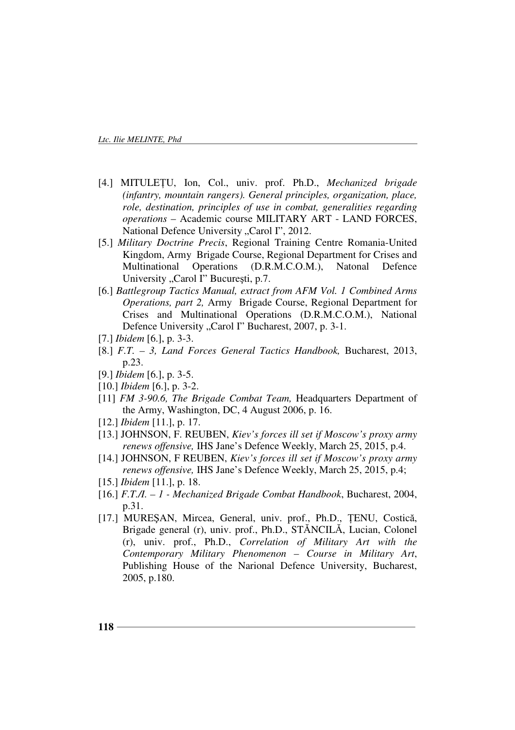[4.] MITULEȚU, Ion, Col., univ. prof. Ph.D., *Mechanized brigade (infantry, mountain rangers). General principles, organization, place, role, destination, principles of use in combat, generalities regarding operations* – Academic course MILITARY ART - LAND FORCES, National Defence University „Carol I", 2012.

[5.] *Military Doctrine Precis*, Regional Training Centre Romania-United Kingdom, Army Brigade Course, Regional Department for Crises and Multinational Operations (D.R.M.C.O.M.), Natonal Defence University „Carol I" Bucureşti, p.7.

[6.] *Battlegroup Tactics Manual, extract from AFM Vol. 1 Combined Arms Operations, part 2,* Army Brigade Course, Regional Department for Crises and Multinational Operations (D.R.M.C.O.M.), National Defence University „Carol I" Bucharest, 2007, p. 3-1.

[7.] *Ibidem* [6.], p. 3-3.

[8.] *F.T. – 3, Land Forces General Tactics Handbook,* Bucharest, 2013, p.23.

[9.] *Ibidem* [6.], p. 3-5.

[10.] *Ibidem* [6.], p. 3-2.

[11] *FM 3-90.6, The Brigade Combat Team,* Headquarters Department of the Army, Washington, DC, 4 August 2006, p. 16.

[12.] *Ibidem* [11.], p. 17.

[13.] JOHNSON, F. REUBEN, *Kiev's forces ill set if Moscow's proxy army renews offensive,* IHS Jane's Defence Weekly, March 25, 2015, p.4.

[14.] JOHNSON, F REUBEN, *Kiev's forces ill set if Moscow's proxy army renews offensive,* IHS Jane's Defence Weekly, March 25, 2015, p.4;

[15.] *Ibidem* [11.], p. 18.

[16.] *F.T./I. – 1 - Mechanized Brigade Combat Handbook*, Bucharest, 2004, p.31.

[17.] MUREȘAN, Mircea, General, univ. prof., Ph.D., ȚENU, Costică, Brigade general (r), univ. prof., Ph.D., STĂNCILĂ, Lucian, Colonel (r), univ. prof., Ph.D., *Correlation of Military Art with the Contemporary Military Phenomenon – Course in Military Art*, Publishing House of the Narional Defence University, Bucharest, 2005, p.180.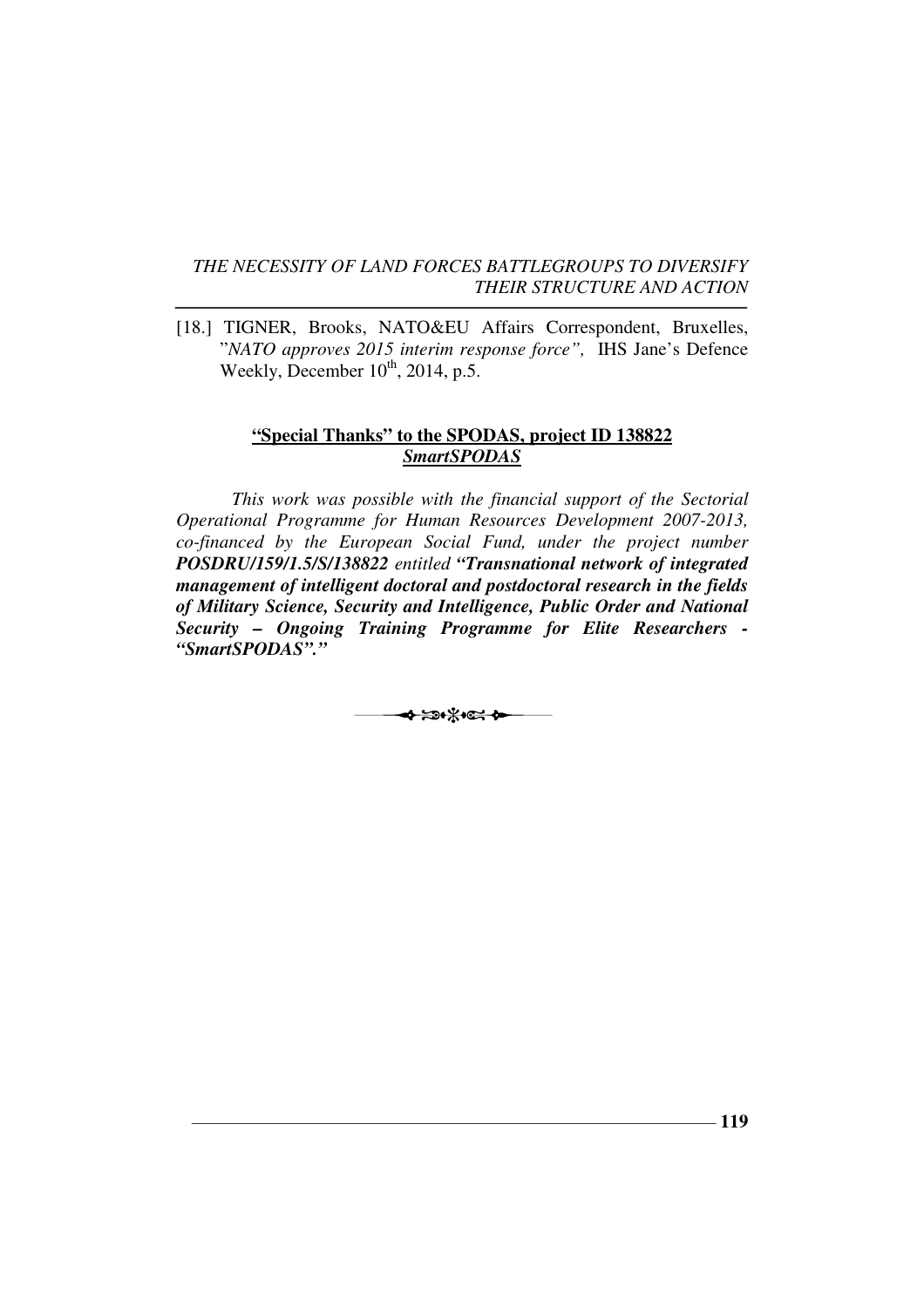[18.] TIGNER, Brooks, NATO&EU Affairs Correspondent, Bruxelles, "*NATO approves 2015 interim response force*", IHS Jane's Defence Weekly, December 10th, 2014, p.5.

**"Special Thanks" to the SPODAS, project ID 138822**
***SmartSPODAS***

*This work was possible with the financial support of the Sectorial Operational Programme for Human Resources Development 2007-2013, co-financed by the European Social Fund, under the project number* ***POSDRU/159/1.5/S/138822*** *entitled* ***"Transnational network of integrated management of intelligent doctoral and postdoctoral research in the fields of Military Science, Security and Intelligence, Public Order and National Security – Ongoing Training Programme for Elite Researchers - "SmartSPODAS"."***